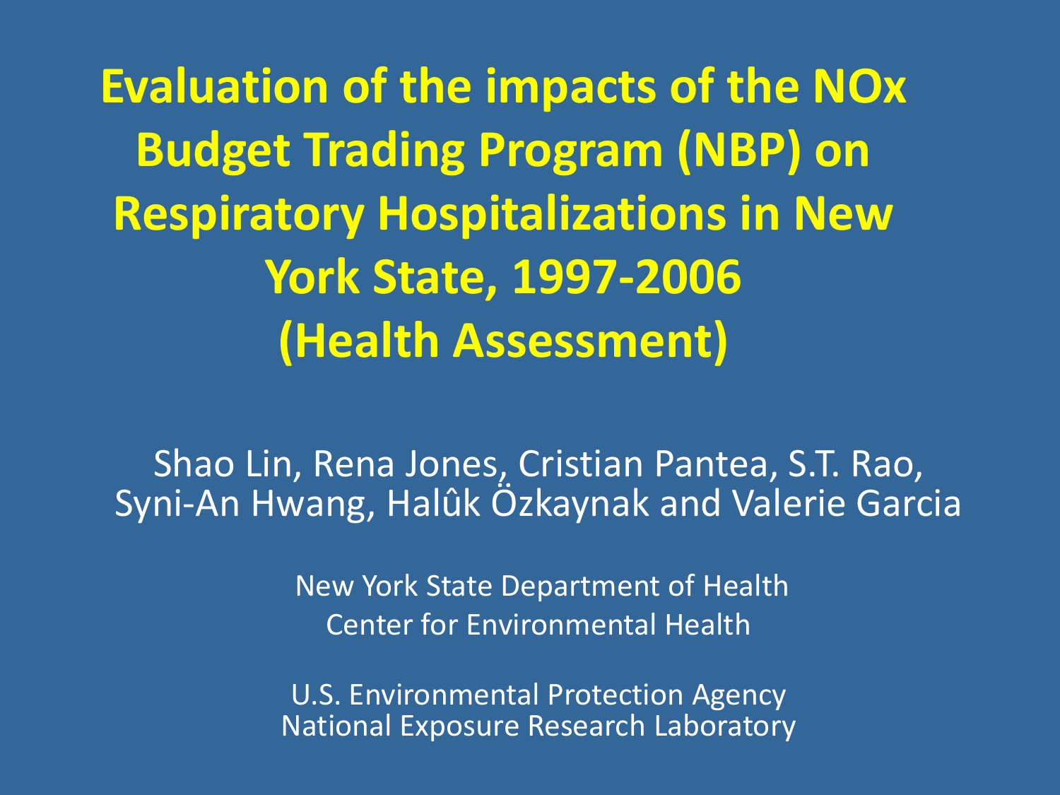# Evaluation of the impacts of the NOx Budget Trading Program (NBP) on Respiratory Hospitalizations in New York State, 1997-2006 (Health Assessment)

Shao Lin, Rena Jones, Cristian Pantea, S.T. Rao, Syni-An Hwang, Halûk Özkaynak and Valerie Garcia

New York State Department of Health
Center for Environmental Health

U.S. Environmental Protection Agency
National Exposure Research Laboratory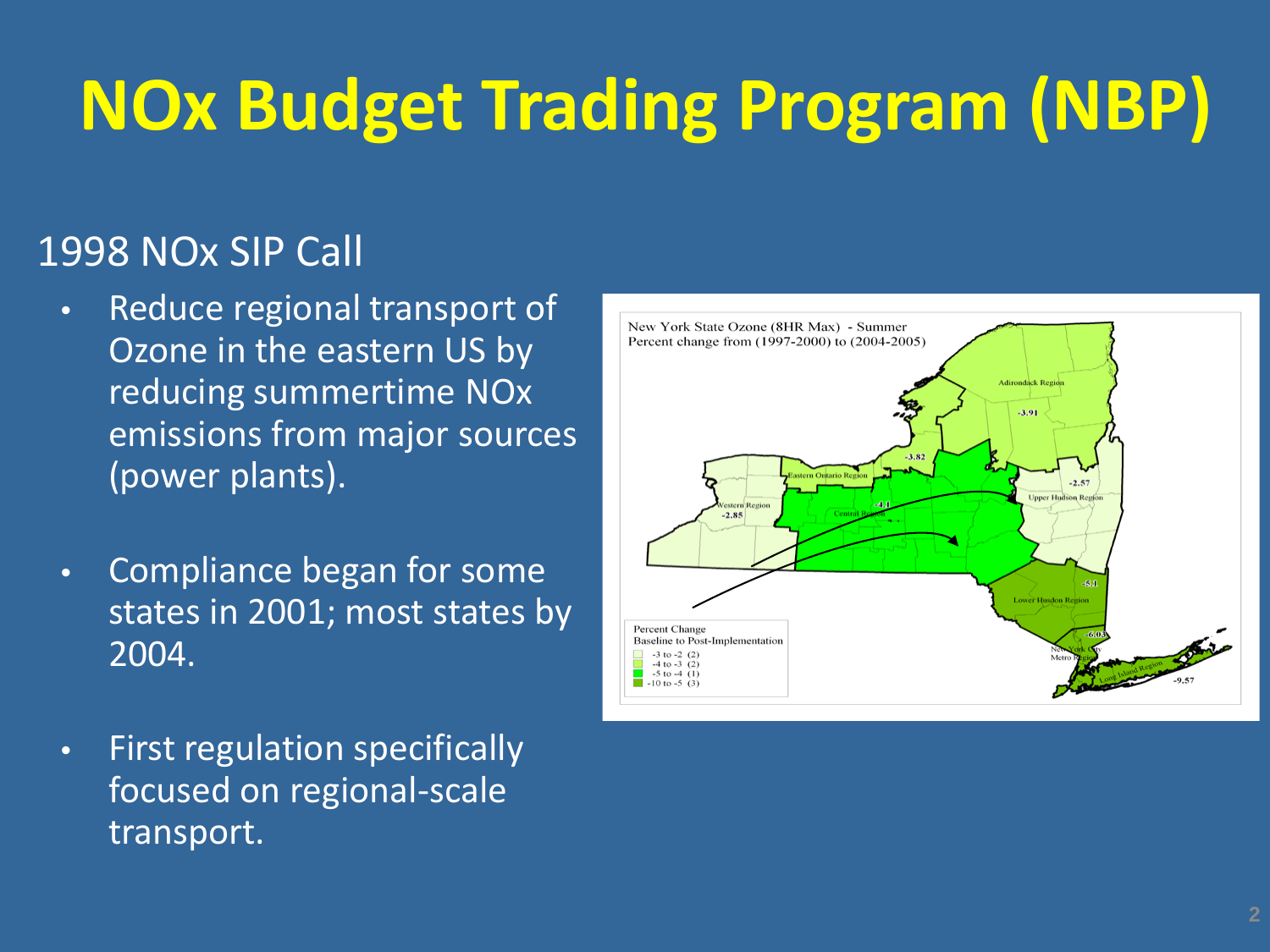# NOx Budget Trading Program (NBP)

## 1998 NOx SIP Call

- Reduce regional transport of Ozone in the eastern US by reducing summertime NOx emissions from major sources (power plants).
- Compliance began for some states in 2001; most states by 2004.
- First regulation specifically focused on regional-scale transport.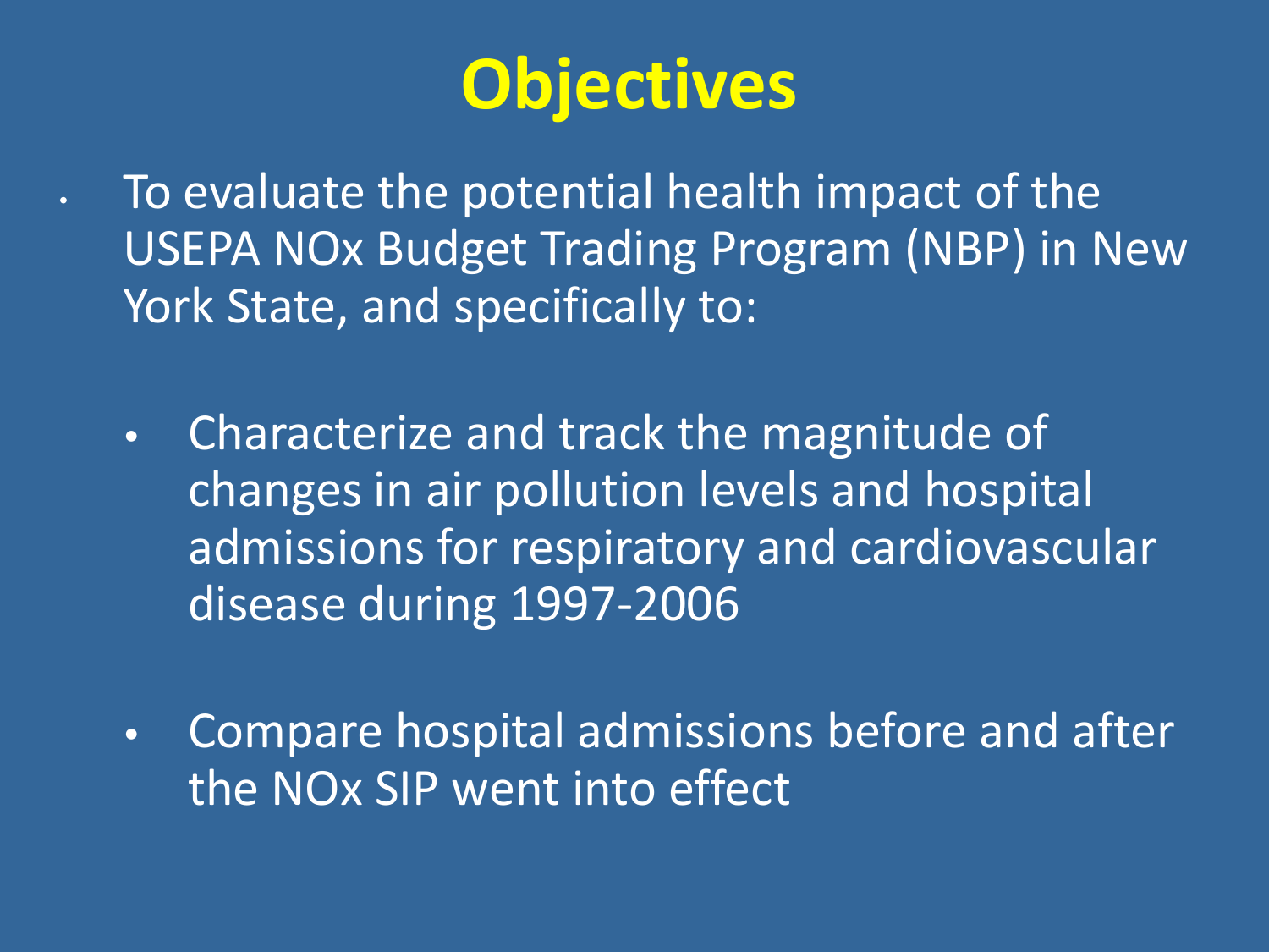# Objectives

- To evaluate the potential health impact of the USEPA NOx Budget Trading Program (NBP) in New York State, and specifically to:
  - Characterize and track the magnitude of changes in air pollution levels and hospital admissions for respiratory and cardiovascular disease during 1997-2006
  - Compare hospital admissions before and after the NOx SIP went into effect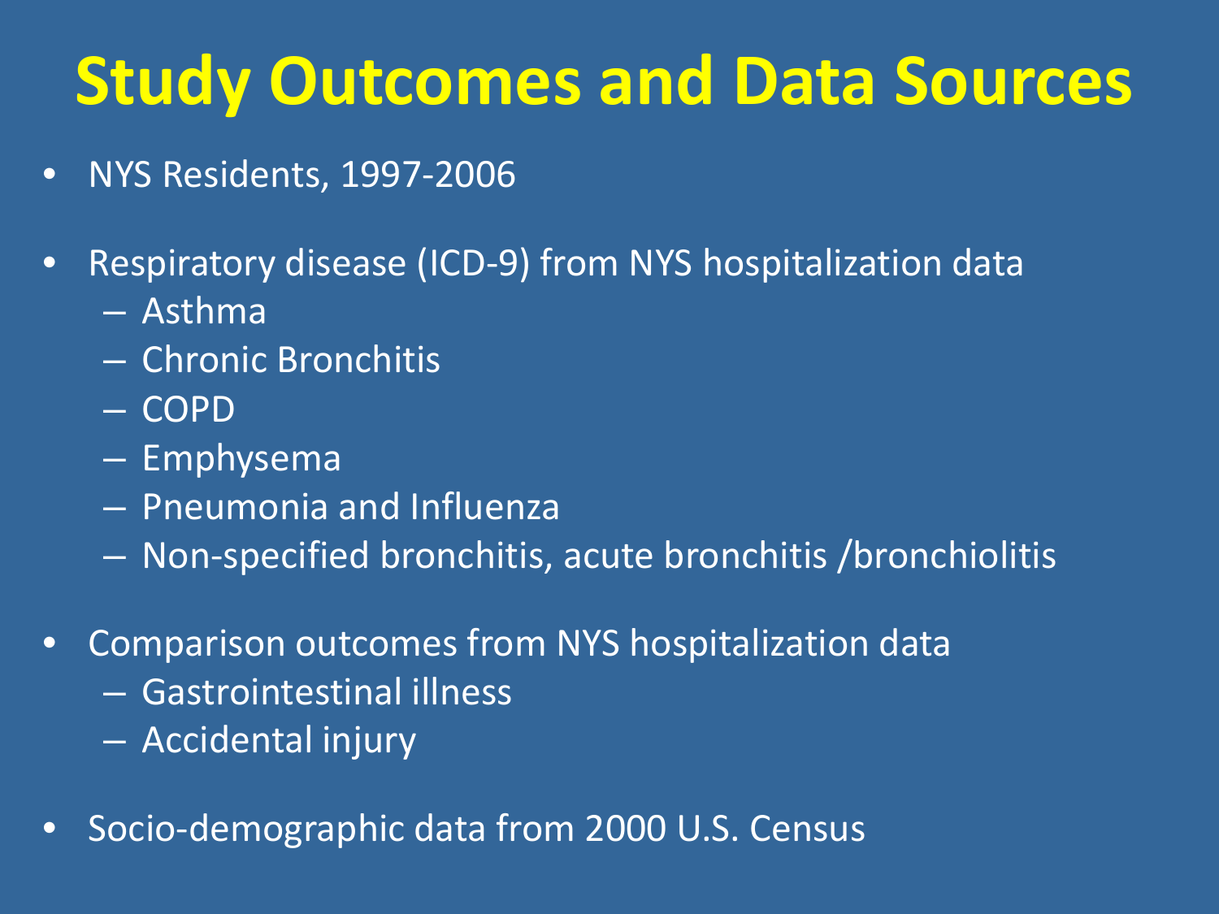# Study Outcomes and Data Sources

- NYS Residents, 1997-2006
- Respiratory disease (ICD-9) from NYS hospitalization data
  - Asthma
  - Chronic Bronchitis
  - COPD
  - Emphysema
  - Pneumonia and Influenza
  - Non-specified bronchitis, acute bronchitis /bronchiolitis
- Comparison outcomes from NYS hospitalization data
  - Gastrointestinal illness
  - Accidental injury
- Socio-demographic data from 2000 U.S. Census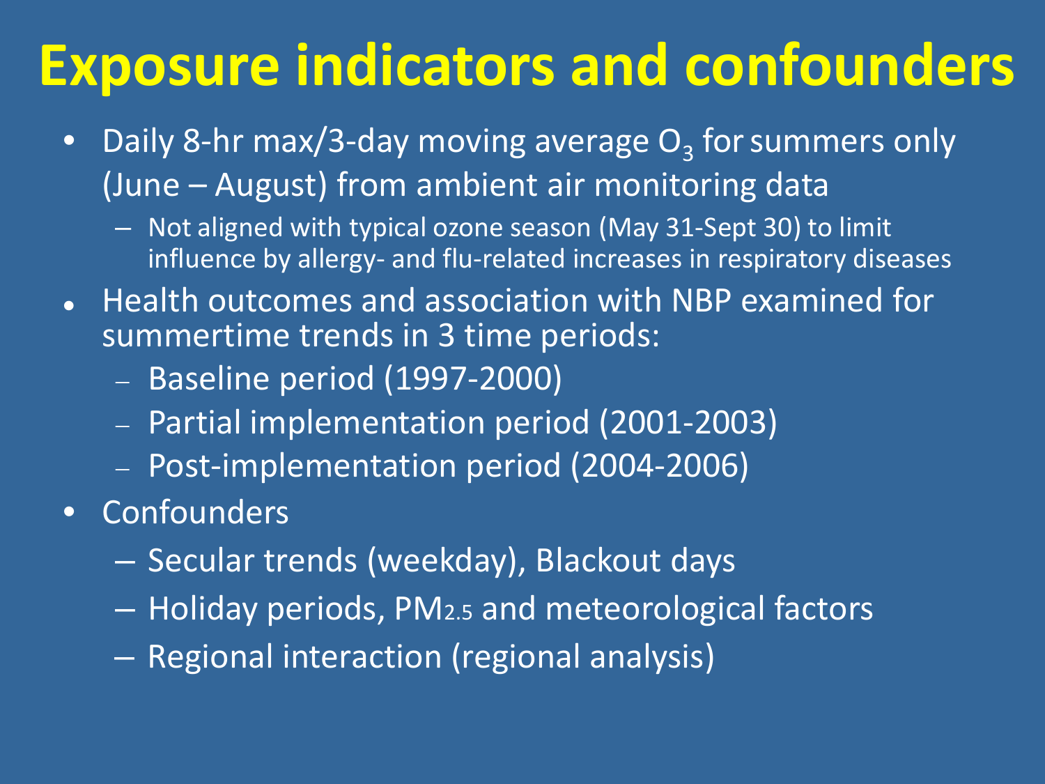# Exposure indicators and confounders

- Daily 8-hr max/3-day moving average $O_3$ for summers only (June – August) from ambient air monitoring data
  - Not aligned with typical ozone season (May 31-Sept 30) to limit influence by allergy- and flu-related increases in respiratory diseases
- Health outcomes and association with NBP examined for summertime trends in 3 time periods:
  - Baseline period (1997-2000)
  - Partial implementation period (2001-2003)
  - Post-implementation period (2004-2006)
- Confounders
  - Secular trends (weekday), Blackout days
  - Holiday periods, $PM_{2.5}$ and meteorological factors
  - Regional interaction (regional analysis)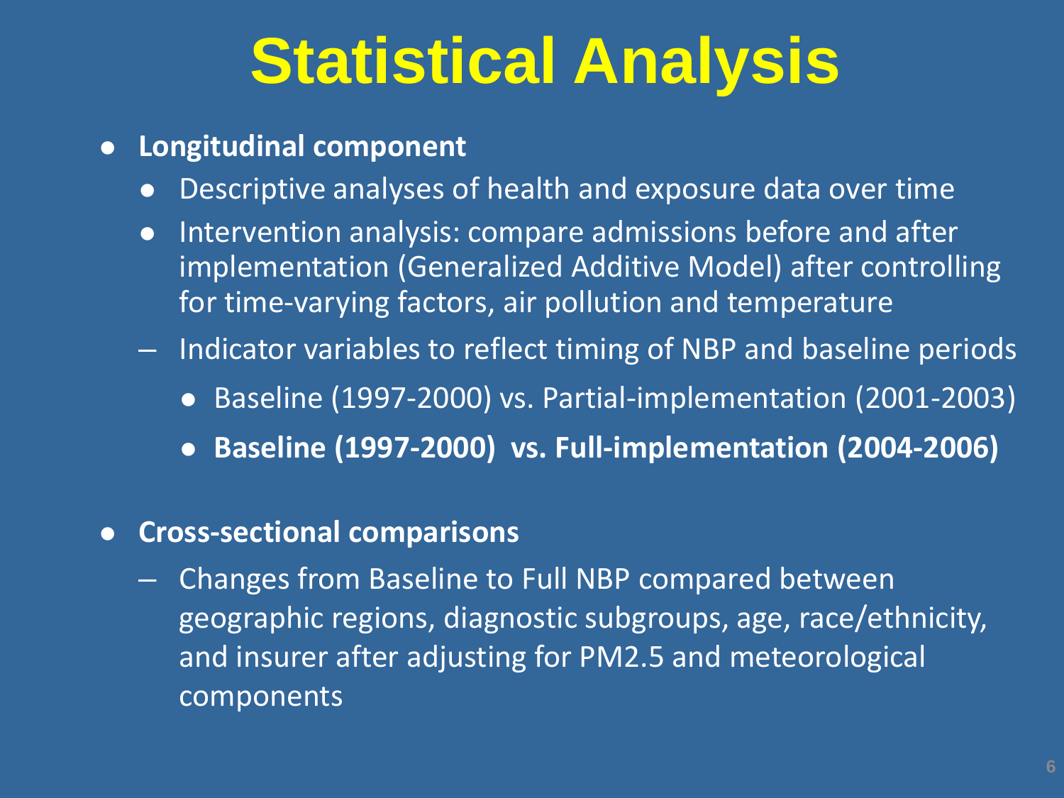# Statistical Analysis

- **Longitudinal component**
  - Descriptive analyses of health and exposure data over time
  - Intervention analysis: compare admissions before and after implementation (Generalized Additive Model) after controlling for time-varying factors, air pollution and temperature
  - Indicator variables to reflect timing of NBP and baseline periods
    - Baseline (1997-2000) vs. Partial-implementation (2001-2003)
    - **Baseline (1997-2000) vs. Full-implementation (2004-2006)**

- **Cross-sectional comparisons**
  - Changes from Baseline to Full NBP compared between geographic regions, diagnostic subgroups, age, race/ethnicity, and insurer after adjusting for PM2.5 and meteorological components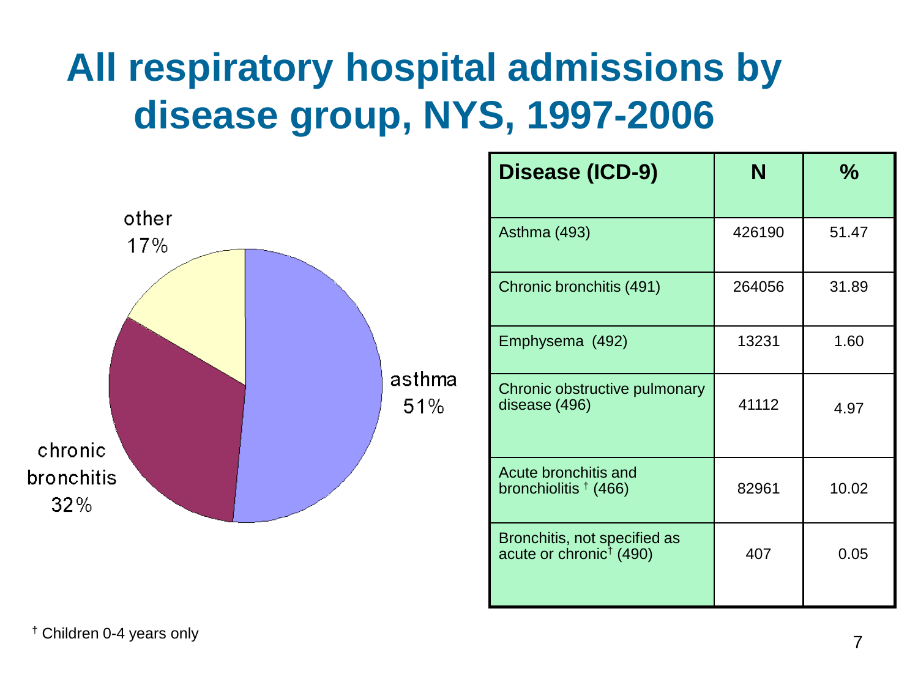# All respiratory hospital admissions by disease group, NYS, 1997-2006

other 17%

asthma 51%

chronic bronchitis 32%

| Disease (ICD-9) | N | % |
|---|---|---|
| Asthma (493) | 426190 | 51.47 |
| Chronic bronchitis (491) | 264056 | 31.89 |
| Emphysema (492) | 13231 | 1.60 |
| Chronic obstructive pulmonary disease (496) | 41112 | 4.97 |
| Acute bronchitis and bronchiolitis † (466) | 82961 | 10.02 |
| Bronchitis, not specified as acute or chronic† (490) | 407 | 0.05 |

† Children 0-4 years only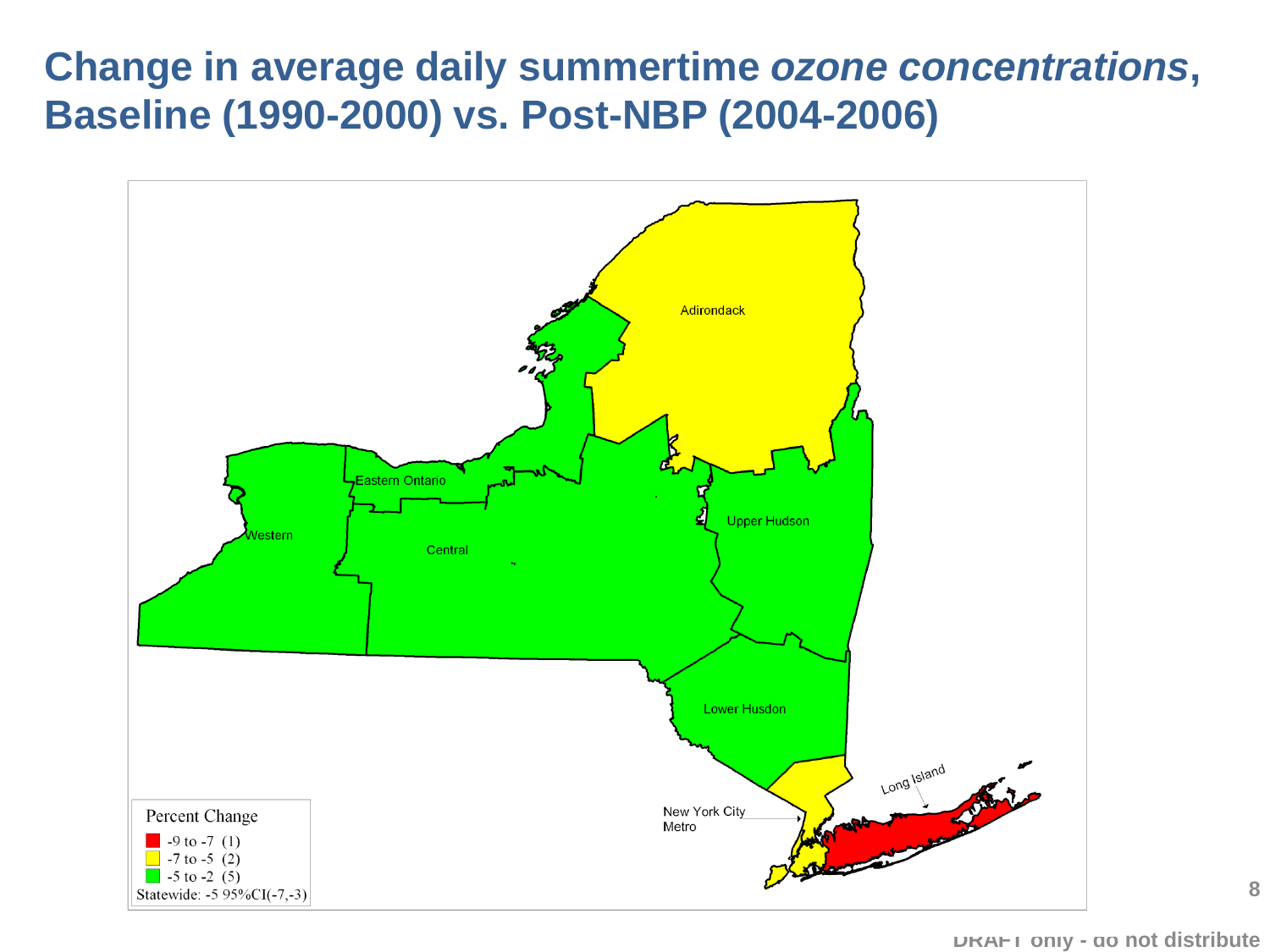# Change in average daily summertime *ozone concentrations*, Baseline (1990-2000) vs. Post-NBP (2004-2006)

Adirondack

Eastern Ontario

Western

Central

Upper Hudson

Lower Husdon

New York City Metro

Long Island

Percent Change

- -9 to -7 (1)
- -7 to -5 (2)
- -5 to -2 (5)

Statewide: -5 95%CI(-7,-3)

DRAFT only - do not distribute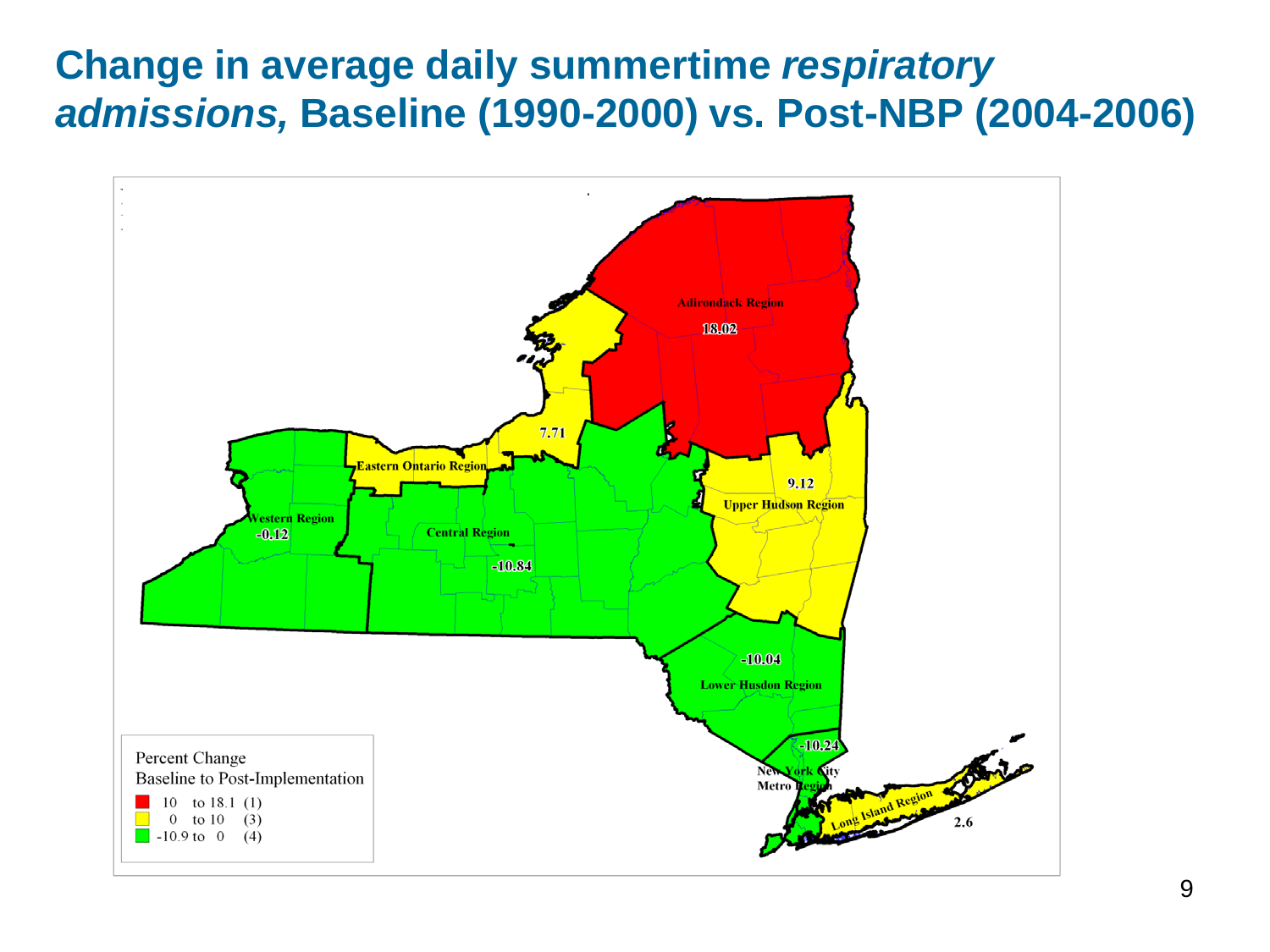# Change in average daily summertime *respiratory admissions,* Baseline (1990-2000) vs. Post-NBP (2004-2006)

Adirondack Region 18.02

7.71

Eastern Ontario Region

Western Region -0.12

Central Region -10.84

9.12 Upper Hudson Region

-10.04 Lower Husdon Region

-10.24 New York City Metro Region

Long Island Region 2.6

Percent Change
Baseline to Post-Implementation

- 10 to 18.1 (1)
- 0 to 10 (3)
- -10.9 to 0 (4)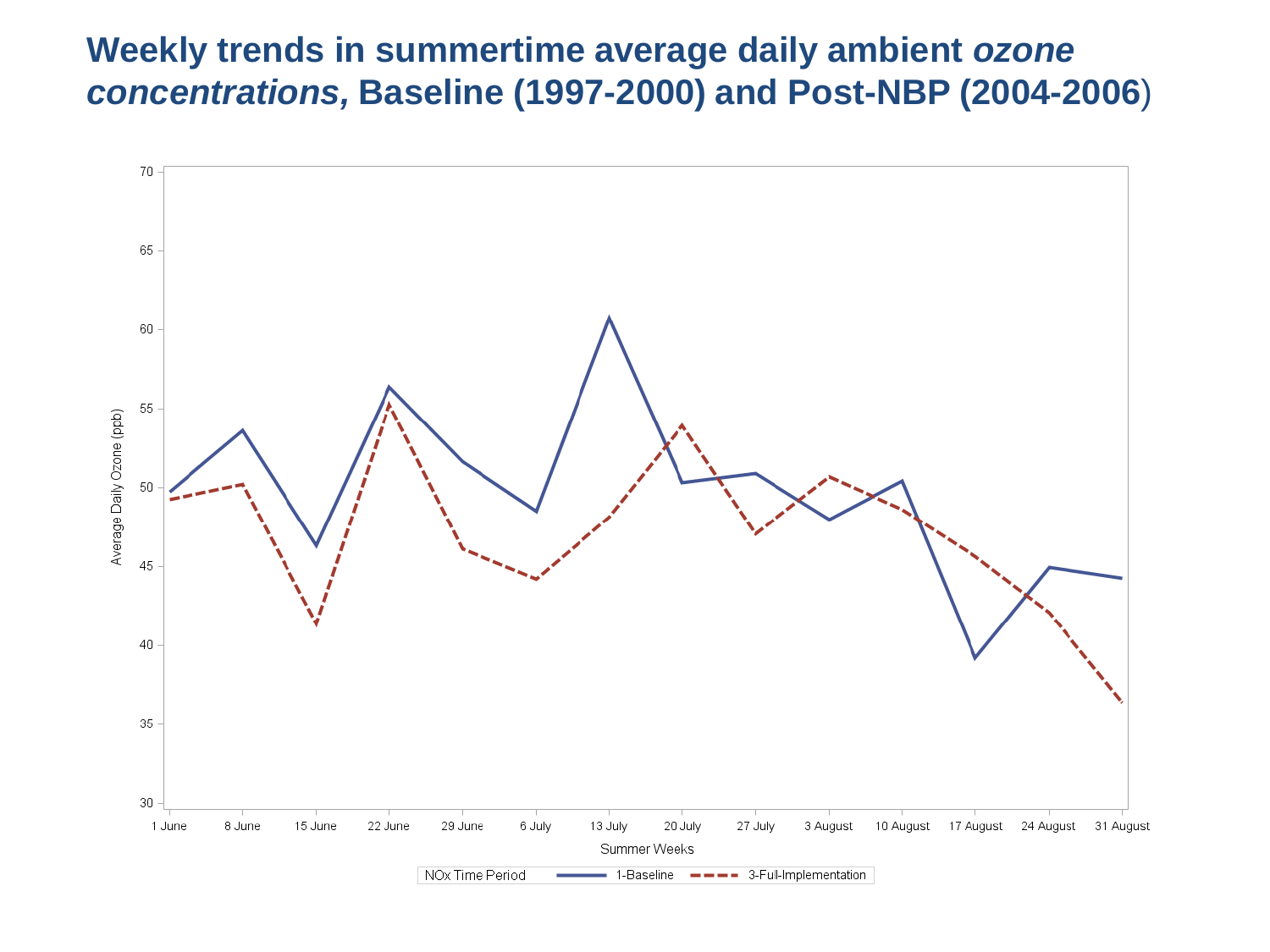# Weekly trends in summertime average daily ambient *ozone concentrations*, Baseline (1997-2000) and Post-NBP (2004-2006)

Average Daily Ozone (ppb)

70
65
60
55
50
45
40
35
30

1 June | 8 June | 15 June | 22 June | 29 June | 6 July | 13 July | 20 July | 27 July | 3 August | 10 August | 17 August | 24 August | 31 August

Summer Weeks

NOx Time Period — 1-Baseline — 3-Full-Implementation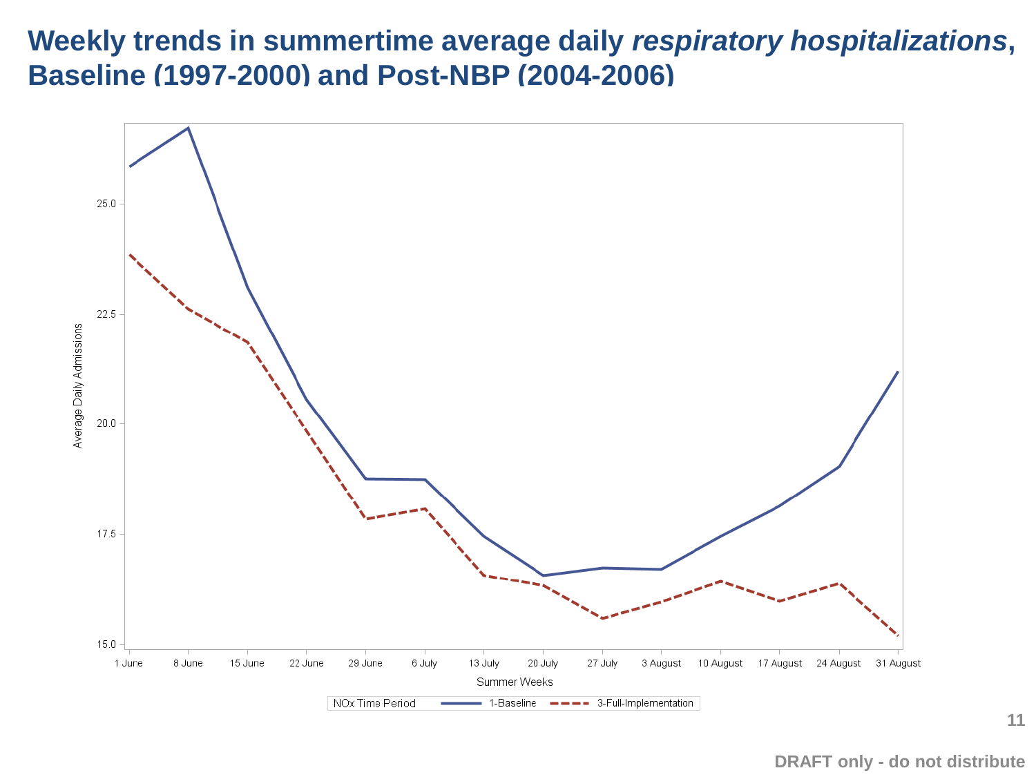# Weekly trends in summertime average daily *respiratory hospitalizations*, Baseline (1997-2000) and Post-NBP (2004-2006)

Average Daily Admissions

25.0

22.5

20.0

17.5

15.0

1 June | 8 June | 15 June | 22 June | 29 June | 6 July | 13 July | 20 July | 27 July | 3 August | 10 August | 17 August | 24 August | 31 August

Summer Weeks

NOx Time Period — 1-Baseline - - - 3-Full-Implementation

DRAFT only - do not distribute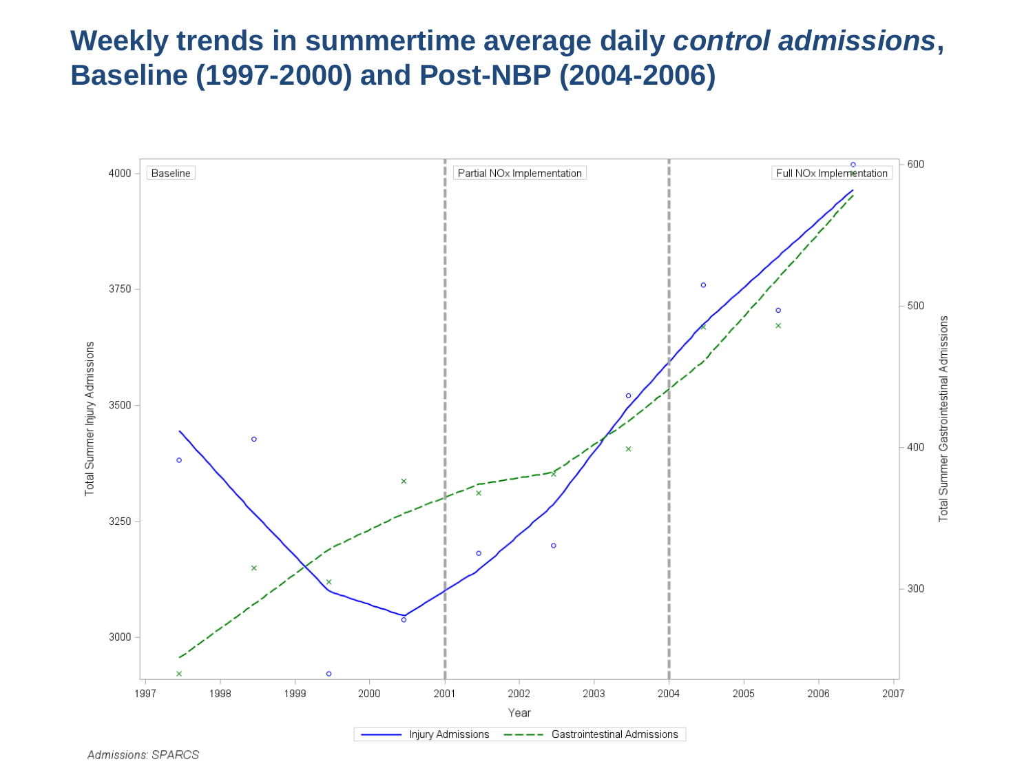# Weekly trends in summertime average daily *control admissions*, Baseline (1997-2000) and Post-NBP (2004-2006)

Baseline | Partial NOx Implementation | Full NOx Implementation

Total Summer Injury Admissions: 3000, 3250, 3500, 3750, 4000

Total Summer Gastrointestinal Admissions: 300, 400, 500, 600

Year: 1997, 1998, 1999, 2000, 2001, 2002, 2003, 2004, 2005, 2006, 2007

Injury Admissions — Gastrointestinal Admissions

*Admissions: SPARCS*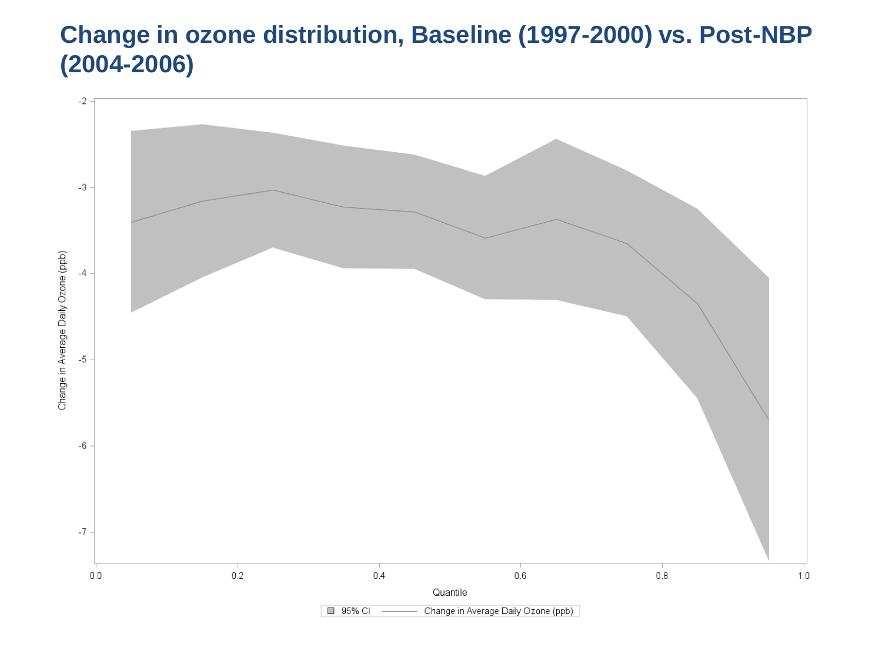# Change in ozone distribution, Baseline (1997-2000) vs. Post-NBP (2004-2006)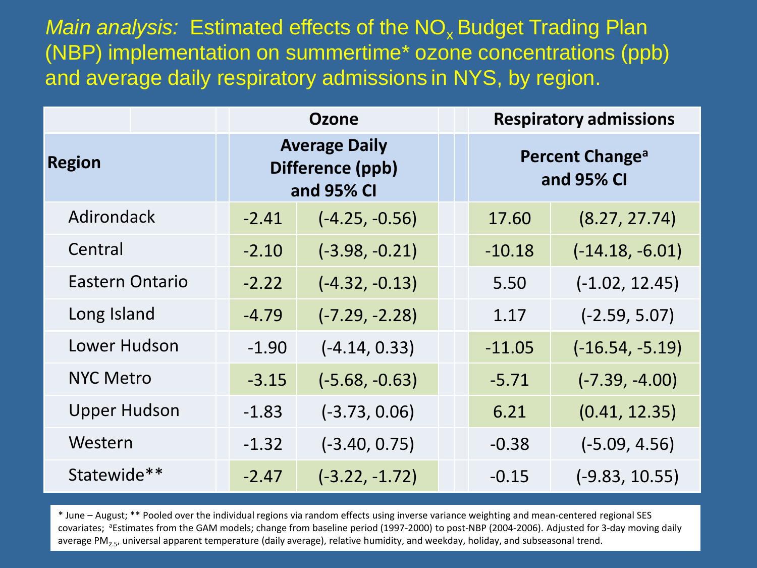# *Main analysis:* Estimated effects of the $NO_x$ Budget Trading Plan (NBP) implementation on summertime* ozone concentrations (ppb) and average daily respiratory admissions in NYS, by region.

| Region | Ozone: Average Daily Difference (ppb) and 95% CI | | Respiratory admissions: Percent Change[a] and 95% CI | |
|---|---|---|---|---|
| Adirondack | -2.41 | (-4.25, -0.56) | 17.60 | (8.27, 27.74) |
| Central | -2.10 | (-3.98, -0.21) | -10.18 | (-14.18, -6.01) |
| Eastern Ontario | -2.22 | (-4.32, -0.13) | 5.50 | (-1.02, 12.45) |
| Long Island | -4.79 | (-7.29, -2.28) | 1.17 | (-2.59, 5.07) |
| Lower Hudson | -1.90 | (-4.14, 0.33) | -11.05 | (-16.54, -5.19) |
| NYC Metro | -3.15 | (-5.68, -0.63) | -5.71 | (-7.39, -4.00) |
| Upper Hudson | -1.83 | (-3.73, 0.06) | 6.21 | (0.41, 12.35) |
| Western | -1.32 | (-3.40, 0.75) | -0.38 | (-5.09, 4.56) |
| Statewide** | -2.47 | (-3.22, -1.72) | -0.15 | (-9.83, 10.55) |

* June – August; ** Pooled over the individual regions via random effects using inverse variance weighting and mean-centered regional SES covariates; [a]Estimates from the GAM models; change from baseline period (1997-2000) to post-NBP (2004-2006). Adjusted for 3-day moving daily average $PM_{2.5}$, universal apparent temperature (daily average), relative humidity, and weekday, holiday, and subseasonal trend.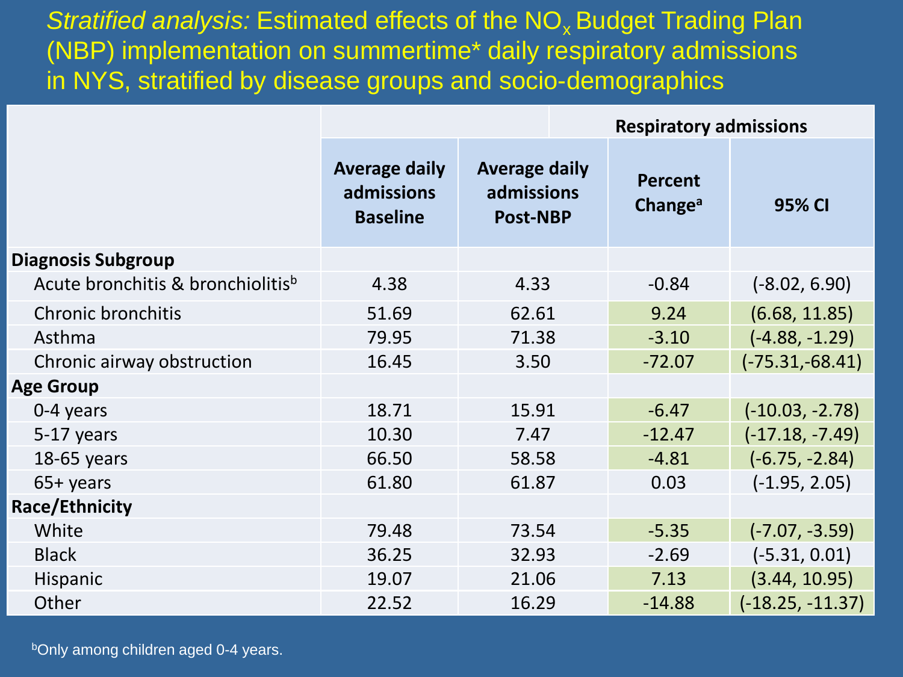# *Stratified analysis:* Estimated effects of the $NO_x$ Budget Trading Plan (NBP) implementation on summertime* daily respiratory admissions in NYS, stratified by disease groups and socio-demographics

| | | | Respiratory admissions | |
|---|---|---|---|---|
| | **Average daily admissions Baseline** | **Average daily admissions Post-NBP** | **Percent Change[a]** | **95% CI** |
| **Diagnosis Subgroup** | | | | |
| Acute bronchitis & bronchiolitis[b] | 4.38 | 4.33 | -0.84 | (-8.02, 6.90) |
| Chronic bronchitis | 51.69 | 62.61 | 9.24 | (6.68, 11.85) |
| Asthma | 79.95 | 71.38 | -3.10 | (-4.88, -1.29) |
| Chronic airway obstruction | 16.45 | 3.50 | -72.07 | (-75.31,-68.41) |
| **Age Group** | | | | |
| 0-4 years | 18.71 | 15.91 | -6.47 | (-10.03, -2.78) |
| 5-17 years | 10.30 | 7.47 | -12.47 | (-17.18, -7.49) |
| 18-65 years | 66.50 | 58.58 | -4.81 | (-6.75, -2.84) |
| 65+ years | 61.80 | 61.87 | 0.03 | (-1.95, 2.05) |
| **Race/Ethnicity** | | | | |
| White | 79.48 | 73.54 | -5.35 | (-7.07, -3.59) |
| Black | 36.25 | 32.93 | -2.69 | (-5.31, 0.01) |
| Hispanic | 19.07 | 21.06 | 7.13 | (3.44, 10.95) |
| Other | 22.52 | 16.29 | -14.88 | (-18.25, -11.37) |

[b]Only among children aged 0-4 years.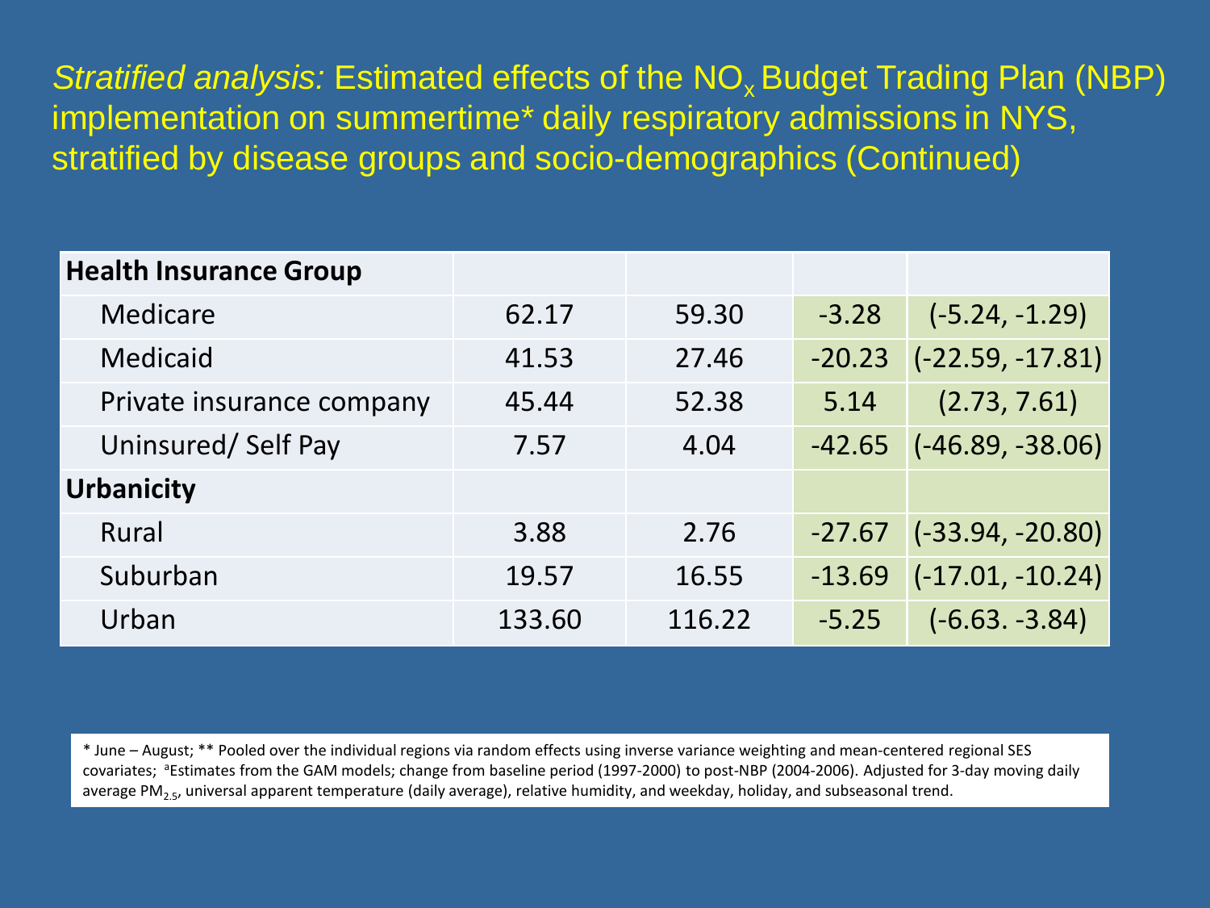*Stratified analysis:* Estimated effects of the $NO_x$ Budget Trading Plan (NBP) implementation on summertime* daily respiratory admissions in NYS, stratified by disease groups and socio-demographics (Continued)

| **Health Insurance Group** | | | | |
|---|---|---|---|---|
| Medicare | 62.17 | 59.30 | -3.28 | (-5.24, -1.29) |
| Medicaid | 41.53 | 27.46 | -20.23 | (-22.59, -17.81) |
| Private insurance company | 45.44 | 52.38 | 5.14 | (2.73, 7.61) |
| Uninsured/ Self Pay | 7.57 | 4.04 | -42.65 | (-46.89, -38.06) |
| **Urbanicity** | | | | |
| Rural | 3.88 | 2.76 | -27.67 | (-33.94, -20.80) |
| Suburban | 19.57 | 16.55 | -13.69 | (-17.01, -10.24) |
| Urban | 133.60 | 116.22 | -5.25 | (-6.63. -3.84) |

* June – August; ** Pooled over the individual regions via random effects using inverse variance weighting and mean-centered regional SES covariates; [a]Estimates from the GAM models; change from baseline period (1997-2000) to post-NBP (2004-2006). Adjusted for 3-day moving daily average $PM_{2.5}$, universal apparent temperature (daily average), relative humidity, and weekday, holiday, and subseasonal trend.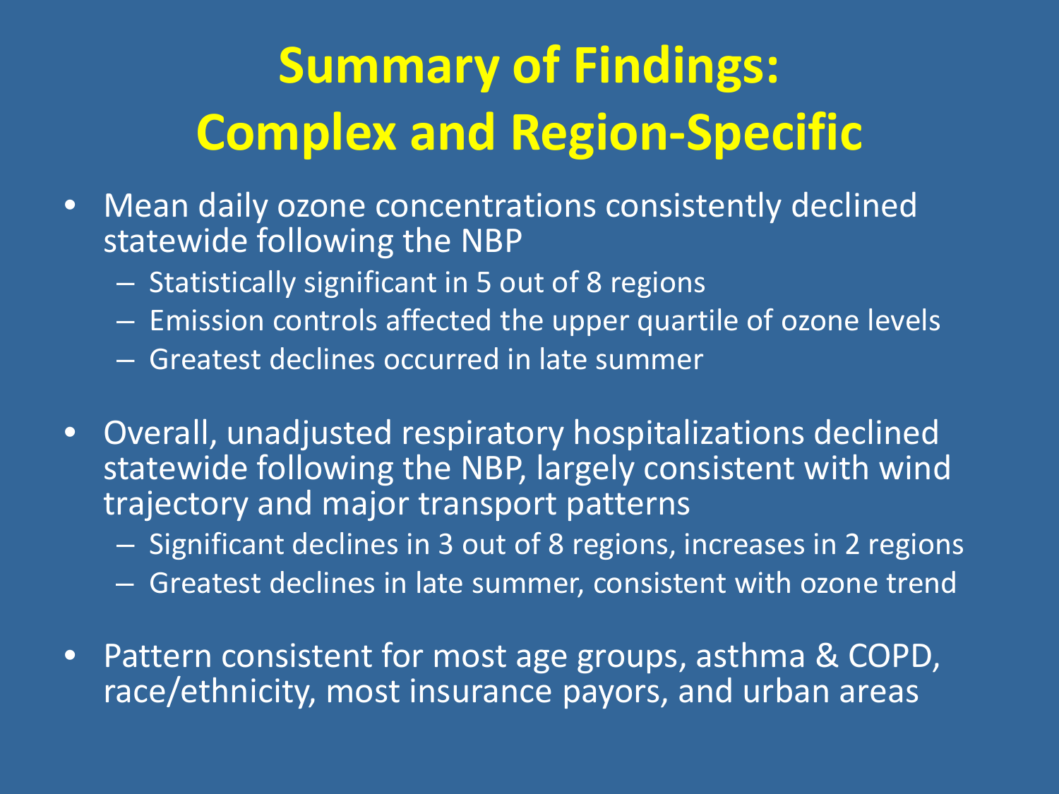# Summary of Findings: Complex and Region-Specific

- Mean daily ozone concentrations consistently declined statewide following the NBP
  - Statistically significant in 5 out of 8 regions
  - Emission controls affected the upper quartile of ozone levels
  - Greatest declines occurred in late summer
- Overall, unadjusted respiratory hospitalizations declined statewide following the NBP, largely consistent with wind trajectory and major transport patterns
  - Significant declines in 3 out of 8 regions, increases in 2 regions
  - Greatest declines in late summer, consistent with ozone trend
- Pattern consistent for most age groups, asthma & COPD, race/ethnicity, most insurance payors, and urban areas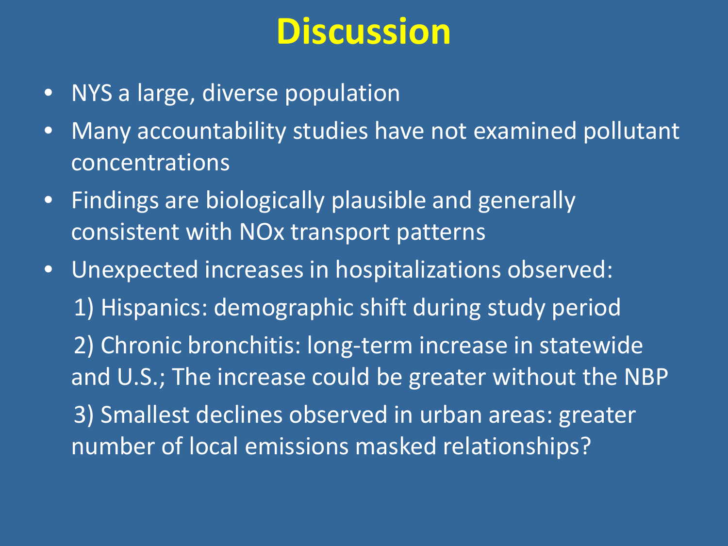# Discussion

- NYS a large, diverse population
- Many accountability studies have not examined pollutant concentrations
- Findings are biologically plausible and generally consistent with NOx transport patterns
- Unexpected increases in hospitalizations observed:

  1) Hispanics: demographic shift during study period

  2) Chronic bronchitis: long-term increase in statewide and U.S.; The increase could be greater without the NBP

  3) Smallest declines observed in urban areas: greater number of local emissions masked relationships?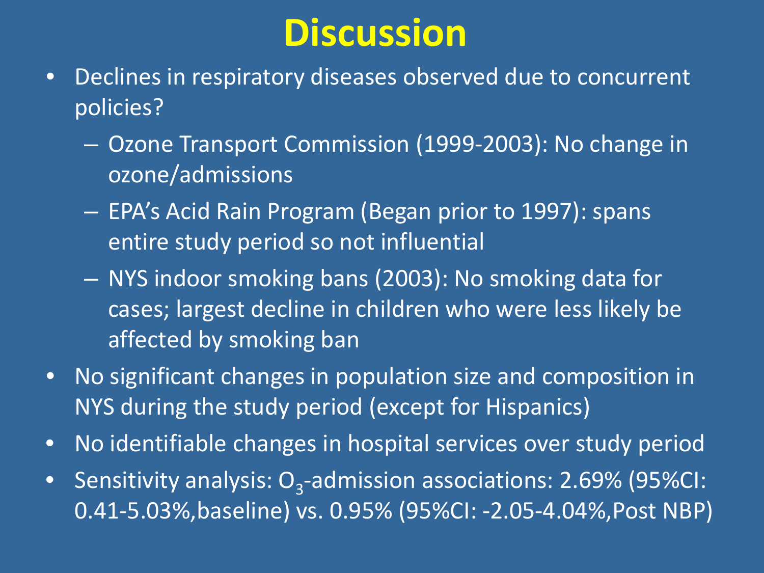# Discussion

- Declines in respiratory diseases observed due to concurrent policies?
  - Ozone Transport Commission (1999-2003): No change in ozone/admissions
  - EPA's Acid Rain Program (Began prior to 1997): spans entire study period so not influential
  - NYS indoor smoking bans (2003): No smoking data for cases; largest decline in children who were less likely be affected by smoking ban
- No significant changes in population size and composition in NYS during the study period (except for Hispanics)
- No identifiable changes in hospital services over study period
- Sensitivity analysis: $O_3$-admission associations: 2.69% (95%CI: 0.41-5.03%,baseline) vs. 0.95% (95%CI: -2.05-4.04%,Post NBP)